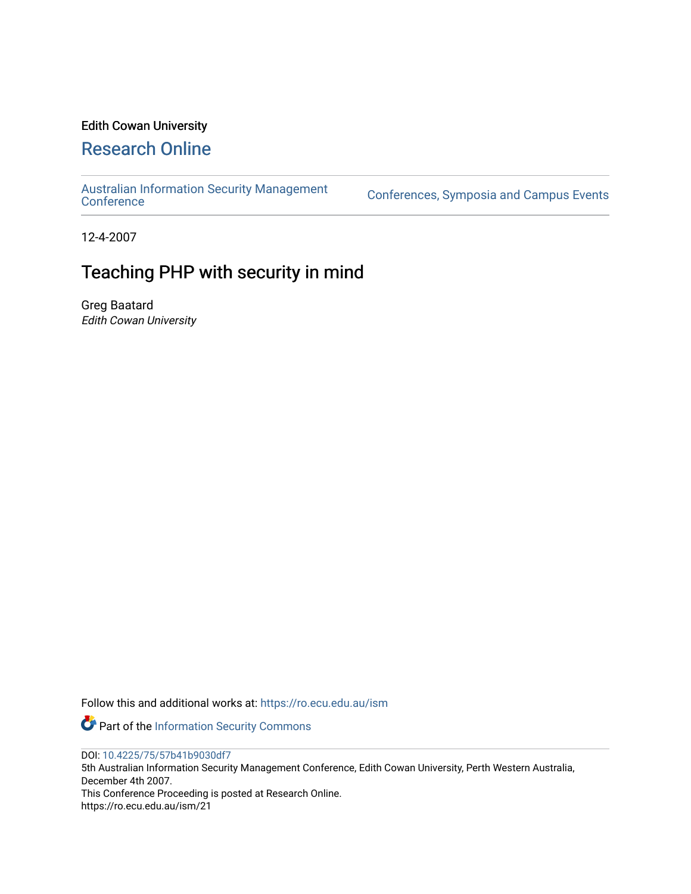Edith Cowan University

# Research Online

Australian Information Security Management Conference

Conferences, Symposia and Campus Events

12-4-2007

# Teaching PHP with security in mind

Greg Baatard

*Edith Cowan University*

Follow this and additional works at: https://ro.ecu.edu.au/ism

Part of the Information Security Commons

DOI: 10.4225/75/57b41b9030df7

5th Australian Information Security Management Conference, Edith Cowan University, Perth Western Australia, December 4th 2007.

This Conference Proceeding is posted at Research Online.

https://ro.ecu.edu.au/ism/21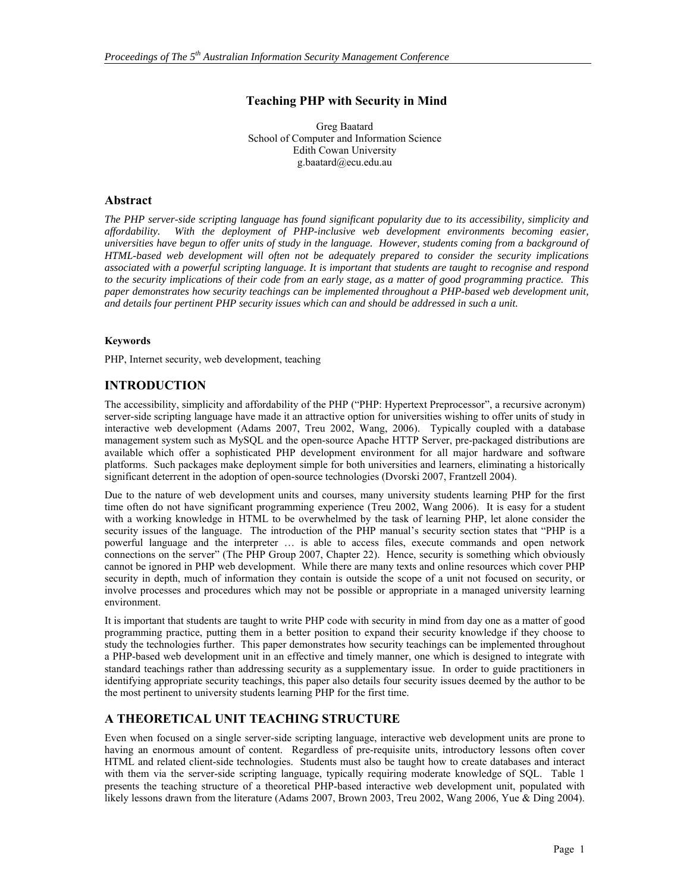# Teaching PHP with Security in Mind

Greg Baatard
School of Computer and Information Science
Edith Cowan University
g.baatard@ecu.edu.au

## Abstract

*The PHP server-side scripting language has found significant popularity due to its accessibility, simplicity and affordability. With the deployment of PHP-inclusive web development environments becoming easier, universities have begun to offer units of study in the language. However, students coming from a background of HTML-based web development will often not be adequately prepared to consider the security implications associated with a powerful scripting language. It is important that students are taught to recognise and respond to the security implications of their code from an early stage, as a matter of good programming practice. This paper demonstrates how security teachings can be implemented throughout a PHP-based web development unit, and details four pertinent PHP security issues which can and should be addressed in such a unit.*

#### Keywords

PHP, Internet security, web development, teaching

## INTRODUCTION

The accessibility, simplicity and affordability of the PHP ("PHP: Hypertext Preprocessor", a recursive acronym) server-side scripting language have made it an attractive option for universities wishing to offer units of study in interactive web development (Adams 2007, Treu 2002, Wang, 2006). Typically coupled with a database management system such as MySQL and the open-source Apache HTTP Server, pre-packaged distributions are available which offer a sophisticated PHP development environment for all major hardware and software platforms. Such packages make deployment simple for both universities and learners, eliminating a historically significant deterrent in the adoption of open-source technologies (Dvorski 2007, Frantzell 2004).

Due to the nature of web development units and courses, many university students learning PHP for the first time often do not have significant programming experience (Treu 2002, Wang 2006). It is easy for a student with a working knowledge in HTML to be overwhelmed by the task of learning PHP, let alone consider the security issues of the language. The introduction of the PHP manual's security section states that "PHP is a powerful language and the interpreter … is able to access files, execute commands and open network connections on the server" (The PHP Group 2007, Chapter 22). Hence, security is something which obviously cannot be ignored in PHP web development. While there are many texts and online resources which cover PHP security in depth, much of information they contain is outside the scope of a unit not focused on security, or involve processes and procedures which may not be possible or appropriate in a managed university learning environment.

It is important that students are taught to write PHP code with security in mind from day one as a matter of good programming practice, putting them in a better position to expand their security knowledge if they choose to study the technologies further. This paper demonstrates how security teachings can be implemented throughout a PHP-based web development unit in an effective and timely manner, one which is designed to integrate with standard teachings rather than addressing security as a supplementary issue. In order to guide practitioners in identifying appropriate security teachings, this paper also details four security issues deemed by the author to be the most pertinent to university students learning PHP for the first time.

## A THEORETICAL UNIT TEACHING STRUCTURE

Even when focused on a single server-side scripting language, interactive web development units are prone to having an enormous amount of content. Regardless of pre-requisite units, introductory lessons often cover HTML and related client-side technologies. Students must also be taught how to create databases and interact with them via the server-side scripting language, typically requiring moderate knowledge of SQL. Table 1 presents the teaching structure of a theoretical PHP-based interactive web development unit, populated with likely lessons drawn from the literature (Adams 2007, Brown 2003, Treu 2002, Wang 2006, Yue & Ding 2004).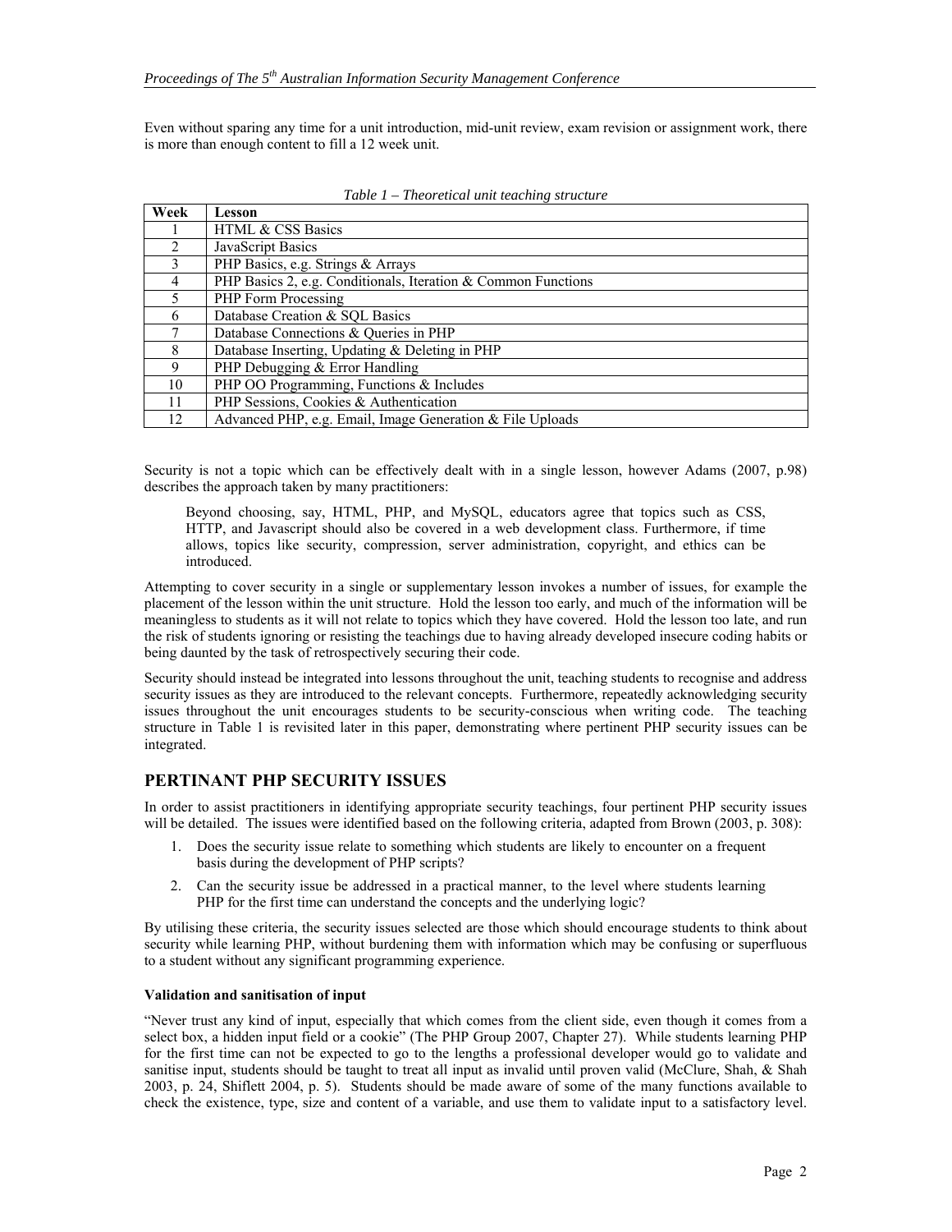Even without sparing any time for a unit introduction, mid-unit review, exam revision or assignment work, there is more than enough content to fill a 12 week unit.

*Table 1 – Theoretical unit teaching structure*

| Week | Lesson |
|---|---|
| 1 | HTML & CSS Basics |
| 2 | JavaScript Basics |
| 3 | PHP Basics, e.g. Strings & Arrays |
| 4 | PHP Basics 2, e.g. Conditionals, Iteration & Common Functions |
| 5 | PHP Form Processing |
| 6 | Database Creation & SQL Basics |
| 7 | Database Connections & Queries in PHP |
| 8 | Database Inserting, Updating & Deleting in PHP |
| 9 | PHP Debugging & Error Handling |
| 10 | PHP OO Programming, Functions & Includes |
| 11 | PHP Sessions, Cookies & Authentication |
| 12 | Advanced PHP, e.g. Email, Image Generation & File Uploads |

Security is not a topic which can be effectively dealt with in a single lesson, however Adams (2007, p.98) describes the approach taken by many practitioners:

> Beyond choosing, say, HTML, PHP, and MySQL, educators agree that topics such as CSS, HTTP, and Javascript should also be covered in a web development class. Furthermore, if time allows, topics like security, compression, server administration, copyright, and ethics can be introduced.

Attempting to cover security in a single or supplementary lesson invokes a number of issues, for example the placement of the lesson within the unit structure. Hold the lesson too early, and much of the information will be meaningless to students as it will not relate to topics which they have covered. Hold the lesson too late, and run the risk of students ignoring or resisting the teachings due to having already developed insecure coding habits or being daunted by the task of retrospectively securing their code.

Security should instead be integrated into lessons throughout the unit, teaching students to recognise and address security issues as they are introduced to the relevant concepts. Furthermore, repeatedly acknowledging security issues throughout the unit encourages students to be security-conscious when writing code. The teaching structure in Table 1 is revisited later in this paper, demonstrating where pertinent PHP security issues can be integrated.

## PERTINANT PHP SECURITY ISSUES

In order to assist practitioners in identifying appropriate security teachings, four pertinent PHP security issues will be detailed. The issues were identified based on the following criteria, adapted from Brown (2003, p. 308):

1. Does the security issue relate to something which students are likely to encounter on a frequent basis during the development of PHP scripts?
2. Can the security issue be addressed in a practical manner, to the level where students learning PHP for the first time can understand the concepts and the underlying logic?

By utilising these criteria, the security issues selected are those which should encourage students to think about security while learning PHP, without burdening them with information which may be confusing or superfluous to a student without any significant programming experience.

### Validation and sanitisation of input

"Never trust any kind of input, especially that which comes from the client side, even though it comes from a select box, a hidden input field or a cookie" (The PHP Group 2007, Chapter 27). While students learning PHP for the first time can not be expected to go to the lengths a professional developer would go to validate and sanitise input, students should be taught to treat all input as invalid until proven valid (McClure, Shah, & Shah 2003, p. 24, Shiflett 2004, p. 5). Students should be made aware of some of the many functions available to check the existence, type, size and content of a variable, and use them to validate input to a satisfactory level.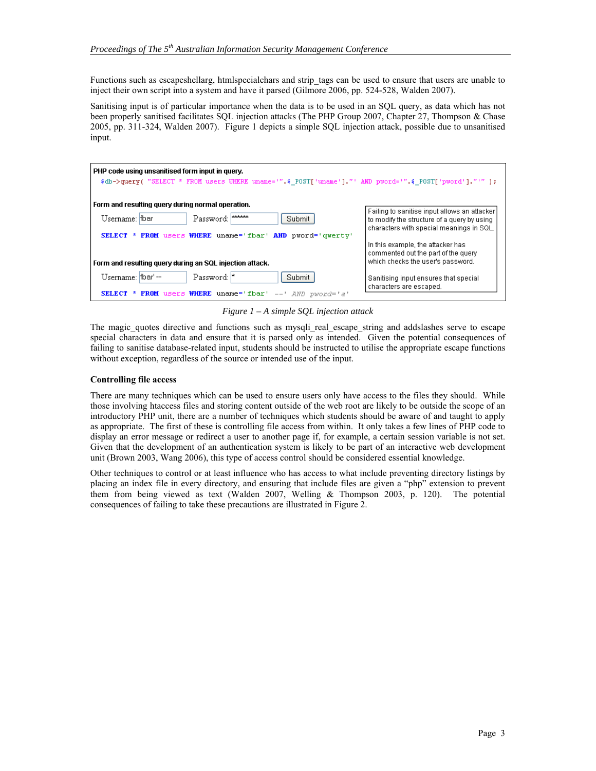Functions such as escapeshellarg, htmlspecialchars and strip_tags can be used to ensure that users are unable to inject their own script into a system and have it parsed (Gilmore 2006, pp. 524-528, Walden 2007).

Sanitising input is of particular importance when the data is to be used in an SQL query, as data which has not been properly sanitised facilitates SQL injection attacks (The PHP Group 2007, Chapter 27, Thompson & Chase 2005, pp. 311-324, Walden 2007). Figure 1 depicts a simple SQL injection attack, possible due to unsanitised input.

**PHP code using unsanitised form input in query.**

```
$db->query( "SELECT * FROM users WHERE uname='".$_POST['uname']."' AND pword='".$_POST['pword']."'" );
```

**Form and resulting query during normal operation.**

Username: fbar    Password: ******    Submit

```
SELECT * FROM users WHERE uname='fbar' AND pword='qwerty'
```

**Form and resulting query during an SQL injection attack.**

Username: fbar' --    Password: *    Submit

```
SELECT * FROM users WHERE uname='fbar' --' AND pword='a'
```

Failing to sanitise input allows an attacker to modify the structure of a query by using characters with special meanings in SQL.

In this example, the attacker has commented out the part of the query which checks the user's password.

Sanitising input ensures that special characters are escaped.

*Figure 1 – A simple SQL injection attack*

The magic_quotes directive and functions such as mysqli_real_escape_string and addslashes serve to escape special characters in data and ensure that it is parsed only as intended. Given the potential consequences of failing to sanitise database-related input, students should be instructed to utilise the appropriate escape functions without exception, regardless of the source or intended use of the input.

### Controlling file access

There are many techniques which can be used to ensure users only have access to the files they should. While those involving htaccess files and storing content outside of the web root are likely to be outside the scope of an introductory PHP unit, there are a number of techniques which students should be aware of and taught to apply as appropriate. The first of these is controlling file access from within. It only takes a few lines of PHP code to display an error message or redirect a user to another page if, for example, a certain session variable is not set. Given that the development of an authentication system is likely to be part of an interactive web development unit (Brown 2003, Wang 2006), this type of access control should be considered essential knowledge.

Other techniques to control or at least influence who has access to what include preventing directory listings by placing an index file in every directory, and ensuring that include files are given a "php" extension to prevent them from being viewed as text (Walden 2007, Welling & Thompson 2003, p. 120). The potential consequences of failing to take these precautions are illustrated in Figure 2.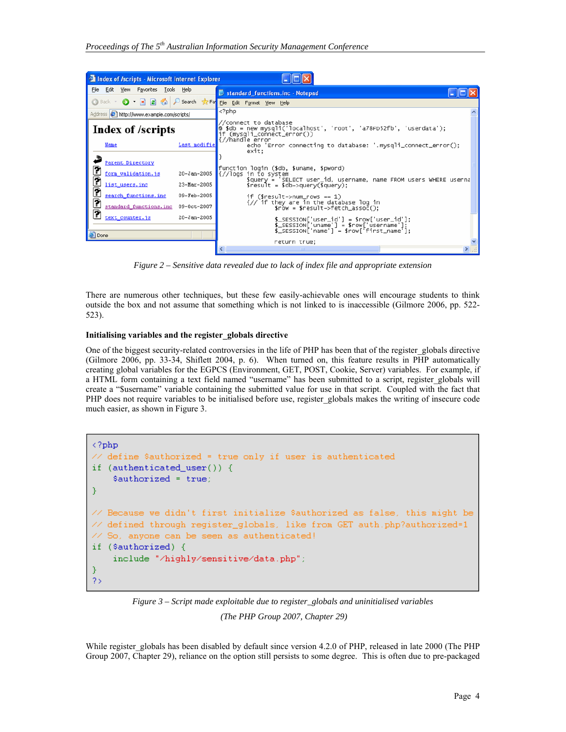Figure 2 – Sensitive data revealed due to lack of index file and appropriate extension

There are numerous other techniques, but these few easily-achievable ones will encourage students to think outside the box and not assume that something which is not linked to is inaccessible (Gilmore 2006, pp. 522-523).

**Initialising variables and the register_globals directive**

One of the biggest security-related controversies in the life of PHP has been that of the register_globals directive (Gilmore 2006, pp. 33-34, Shiflett 2004, p. 6). When turned on, this feature results in PHP automatically creating global variables for the EGPCS (Environment, GET, POST, Cookie, Server) variables. For example, if a HTML form containing a text field named "username" has been submitted to a script, register_globals will create a "$username" variable containing the submitted value for use in that script. Coupled with the fact that PHP does not require variables to be initialised before use, register_globals makes the writing of insecure code much easier, as shown in Figure 3.

```
<?php
// define $authorized = true only if user is authenticated
if (authenticated_user()) {
    $authorized = true;
}

// Because we didn't first initialize $authorized as false, this might be
// defined through register_globals, like from GET auth.php?authorized=1
// So, anyone can be seen as authenticated!
if ($authorized) {
    include "/highly/sensitive/data.php";
}
?>
```

Figure 3 – Script made exploitable due to register_globals and uninitialised variables

(The PHP Group 2007, Chapter 29)

While register_globals has been disabled by default since version 4.2.0 of PHP, released in late 2000 (The PHP Group 2007, Chapter 29), reliance on the option still persists to some degree. This is often due to pre-packaged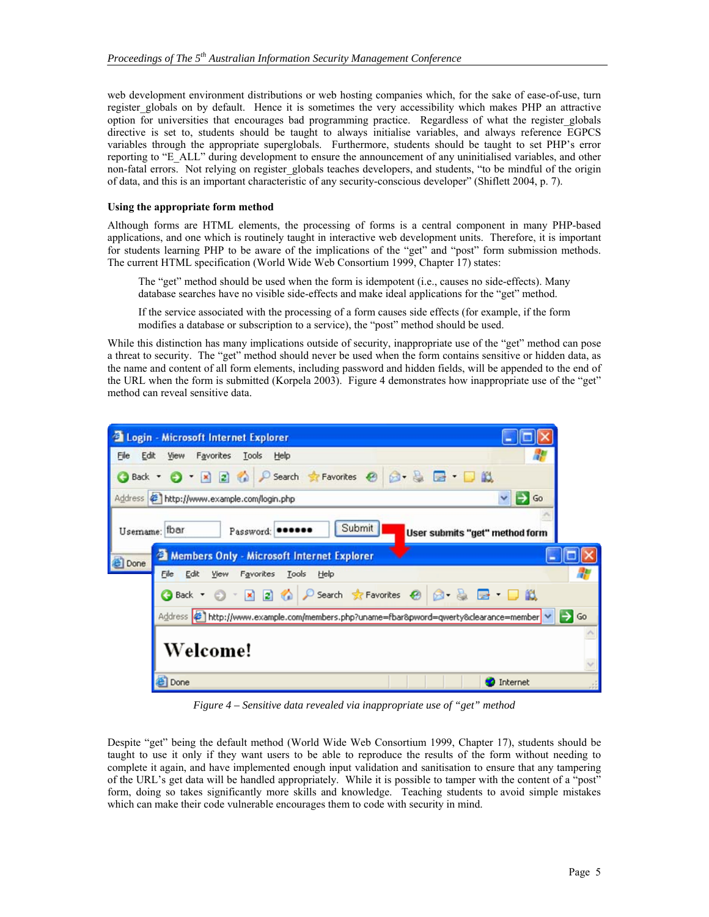web development environment distributions or web hosting companies which, for the sake of ease-of-use, turn register_globals on by default. Hence it is sometimes the very accessibility which makes PHP an attractive option for universities that encourages bad programming practice. Regardless of what the register_globals directive is set to, students should be taught to always initialise variables, and always reference EGPCS variables through the appropriate superglobals. Furthermore, students should be taught to set PHP's error reporting to "E_ALL" during development to ensure the announcement of any uninitialised variables, and other non-fatal errors. Not relying on register_globals teaches developers, and students, "to be mindful of the origin of data, and this is an important characteristic of any security-conscious developer" (Shiflett 2004, p. 7).

### Using the appropriate form method

Although forms are HTML elements, the processing of forms is a central component in many PHP-based applications, and one which is routinely taught in interactive web development units. Therefore, it is important for students learning PHP to be aware of the implications of the "get" and "post" form submission methods. The current HTML specification (World Wide Web Consortium 1999, Chapter 17) states:

> The "get" method should be used when the form is idempotent (i.e., causes no side-effects). Many database searches have no visible side-effects and make ideal applications for the "get" method.
>
> If the service associated with the processing of a form causes side effects (for example, if the form modifies a database or subscription to a service), the "post" method should be used.

While this distinction has many implications outside of security, inappropriate use of the "get" method can pose a threat to security. The "get" method should never be used when the form contains sensitive or hidden data, as the name and content of all form elements, including password and hidden fields, will be appended to the end of the URL when the form is submitted (Korpela 2003). Figure 4 demonstrates how inappropriate use of the "get" method can reveal sensitive data.

*Figure 4 – Sensitive data revealed via inappropriate use of "get" method*

Despite "get" being the default method (World Wide Web Consortium 1999, Chapter 17), students should be taught to use it only if they want users to be able to reproduce the results of the form without needing to complete it again, and have implemented enough input validation and sanitisation to ensure that any tampering of the URL's get data will be handled appropriately. While it is possible to tamper with the content of a "post" form, doing so takes significantly more skills and knowledge. Teaching students to avoid simple mistakes which can make their code vulnerable encourages them to code with security in mind.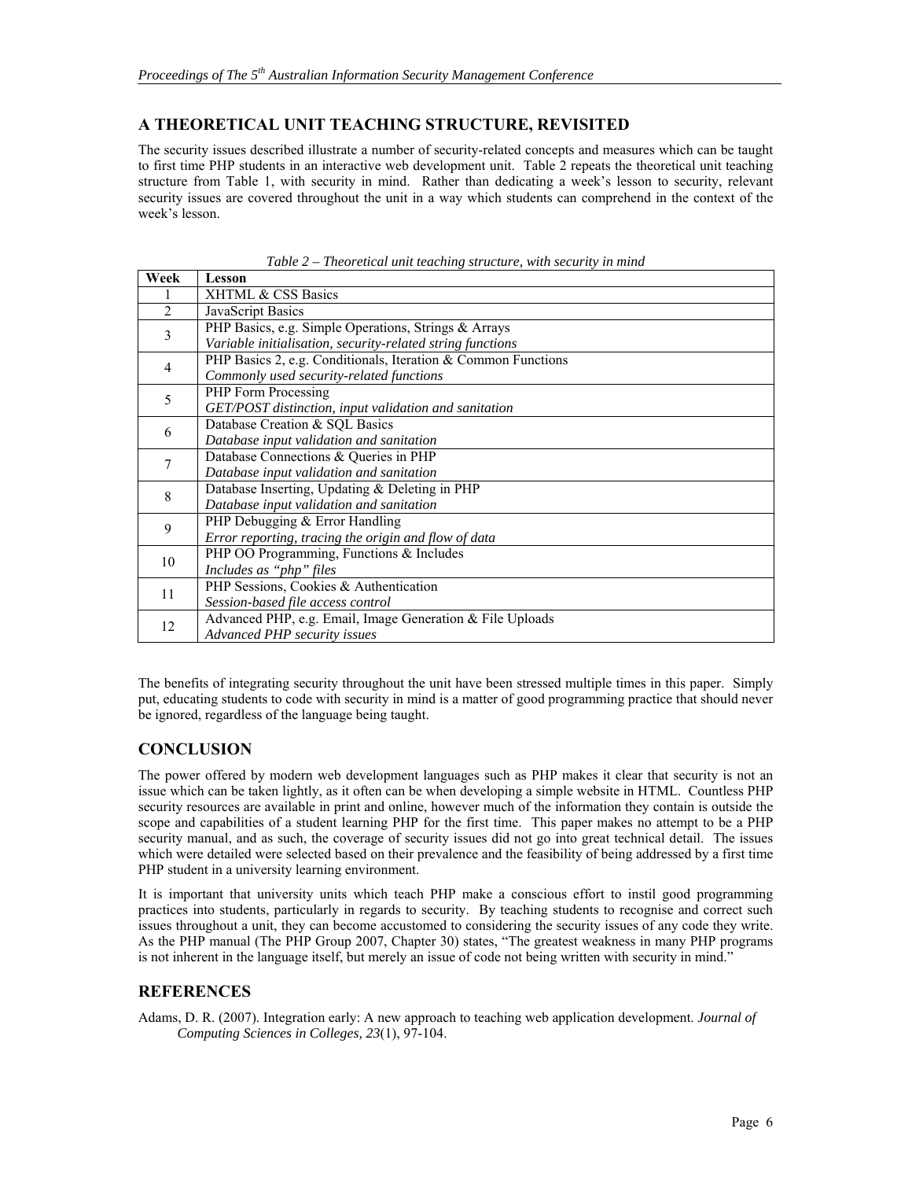## A THEORETICAL UNIT TEACHING STRUCTURE, REVISITED

The security issues described illustrate a number of security-related concepts and measures which can be taught to first time PHP students in an interactive web development unit. Table 2 repeats the theoretical unit teaching structure from Table 1, with security in mind. Rather than dedicating a week's lesson to security, relevant security issues are covered throughout the unit in a way which students can comprehend in the context of the week's lesson.

*Table 2 – Theoretical unit teaching structure, with security in mind*

| Week | Lesson |
|---|---|
| 1 | XHTML & CSS Basics |
| 2 | JavaScript Basics |
| 3 | PHP Basics, e.g. Simple Operations, Strings & Arrays<br>*Variable initialisation, security-related string functions* |
| 4 | PHP Basics 2, e.g. Conditionals, Iteration & Common Functions<br>*Commonly used security-related functions* |
| 5 | PHP Form Processing<br>*GET/POST distinction, input validation and sanitation* |
| 6 | Database Creation & SQL Basics<br>*Database input validation and sanitation* |
| 7 | Database Connections & Queries in PHP<br>*Database input validation and sanitation* |
| 8 | Database Inserting, Updating & Deleting in PHP<br>*Database input validation and sanitation* |
| 9 | PHP Debugging & Error Handling<br>*Error reporting, tracing the origin and flow of data* |
| 10 | PHP OO Programming, Functions & Includes<br>*Includes as "php" files* |
| 11 | PHP Sessions, Cookies & Authentication<br>*Session-based file access control* |
| 12 | Advanced PHP, e.g. Email, Image Generation & File Uploads<br>*Advanced PHP security issues* |

The benefits of integrating security throughout the unit have been stressed multiple times in this paper. Simply put, educating students to code with security in mind is a matter of good programming practice that should never be ignored, regardless of the language being taught.

## CONCLUSION

The power offered by modern web development languages such as PHP makes it clear that security is not an issue which can be taken lightly, as it often can be when developing a simple website in HTML. Countless PHP security resources are available in print and online, however much of the information they contain is outside the scope and capabilities of a student learning PHP for the first time. This paper makes no attempt to be a PHP security manual, and as such, the coverage of security issues did not go into great technical detail. The issues which were detailed were selected based on their prevalence and the feasibility of being addressed by a first time PHP student in a university learning environment.

It is important that university units which teach PHP make a conscious effort to instil good programming practices into students, particularly in regards to security. By teaching students to recognise and correct such issues throughout a unit, they can become accustomed to considering the security issues of any code they write. As the PHP manual (The PHP Group 2007, Chapter 30) states, "The greatest weakness in many PHP programs is not inherent in the language itself, but merely an issue of code not being written with security in mind."

## REFERENCES

Adams, D. R. (2007). Integration early: A new approach to teaching web application development. *Journal of Computing Sciences in Colleges, 23*(1), 97-104.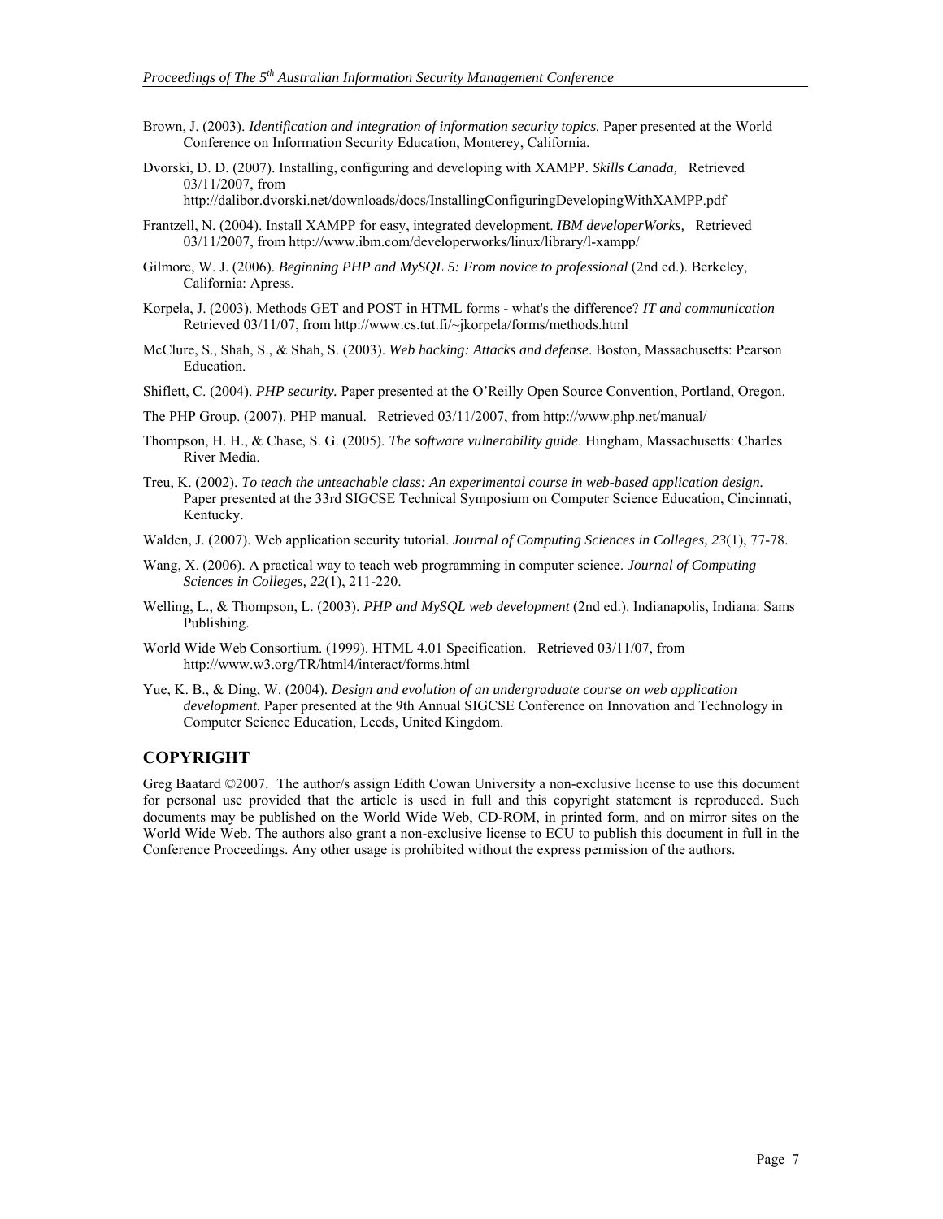Brown, J. (2003). *Identification and integration of information security topics.* Paper presented at the World Conference on Information Security Education, Monterey, California.

Dvorski, D. D. (2007). Installing, configuring and developing with XAMPP. *Skills Canada,* Retrieved 03/11/2007, from http://dalibor.dvorski.net/downloads/docs/InstallingConfiguringDevelopingWithXAMPP.pdf

Frantzell, N. (2004). Install XAMPP for easy, integrated development. *IBM developerWorks,* Retrieved 03/11/2007, from http://www.ibm.com/developerworks/linux/library/l-xampp/

Gilmore, W. J. (2006). *Beginning PHP and MySQL 5: From novice to professional* (2nd ed.). Berkeley, California: Apress.

Korpela, J. (2003). Methods GET and POST in HTML forms - what's the difference? *IT and communication* Retrieved 03/11/07, from http://www.cs.tut.fi/~jkorpela/forms/methods.html

McClure, S., Shah, S., & Shah, S. (2003). *Web hacking: Attacks and defense*. Boston, Massachusetts: Pearson Education.

Shiflett, C. (2004). *PHP security.* Paper presented at the O'Reilly Open Source Convention, Portland, Oregon.

The PHP Group. (2007). PHP manual. Retrieved 03/11/2007, from http://www.php.net/manual/

Thompson, H. H., & Chase, S. G. (2005). *The software vulnerability guide*. Hingham, Massachusetts: Charles River Media.

Treu, K. (2002). *To teach the unteachable class: An experimental course in web-based application design.* Paper presented at the 33rd SIGCSE Technical Symposium on Computer Science Education, Cincinnati, Kentucky.

Walden, J. (2007). Web application security tutorial. *Journal of Computing Sciences in Colleges, 23*(1), 77-78.

Wang, X. (2006). A practical way to teach web programming in computer science. *Journal of Computing Sciences in Colleges, 22*(1), 211-220.

Welling, L., & Thompson, L. (2003). *PHP and MySQL web development* (2nd ed.). Indianapolis, Indiana: Sams Publishing.

World Wide Web Consortium. (1999). HTML 4.01 Specification. Retrieved 03/11/07, from http://www.w3.org/TR/html4/interact/forms.html

Yue, K. B., & Ding, W. (2004). *Design and evolution of an undergraduate course on web application development.* Paper presented at the 9th Annual SIGCSE Conference on Innovation and Technology in Computer Science Education, Leeds, United Kingdom.

## COPYRIGHT

Greg Baatard ©2007. The author/s assign Edith Cowan University a non-exclusive license to use this document for personal use provided that the article is used in full and this copyright statement is reproduced. Such documents may be published on the World Wide Web, CD-ROM, in printed form, and on mirror sites on the World Wide Web. The authors also grant a non-exclusive license to ECU to publish this document in full in the Conference Proceedings. Any other usage is prohibited without the express permission of the authors.